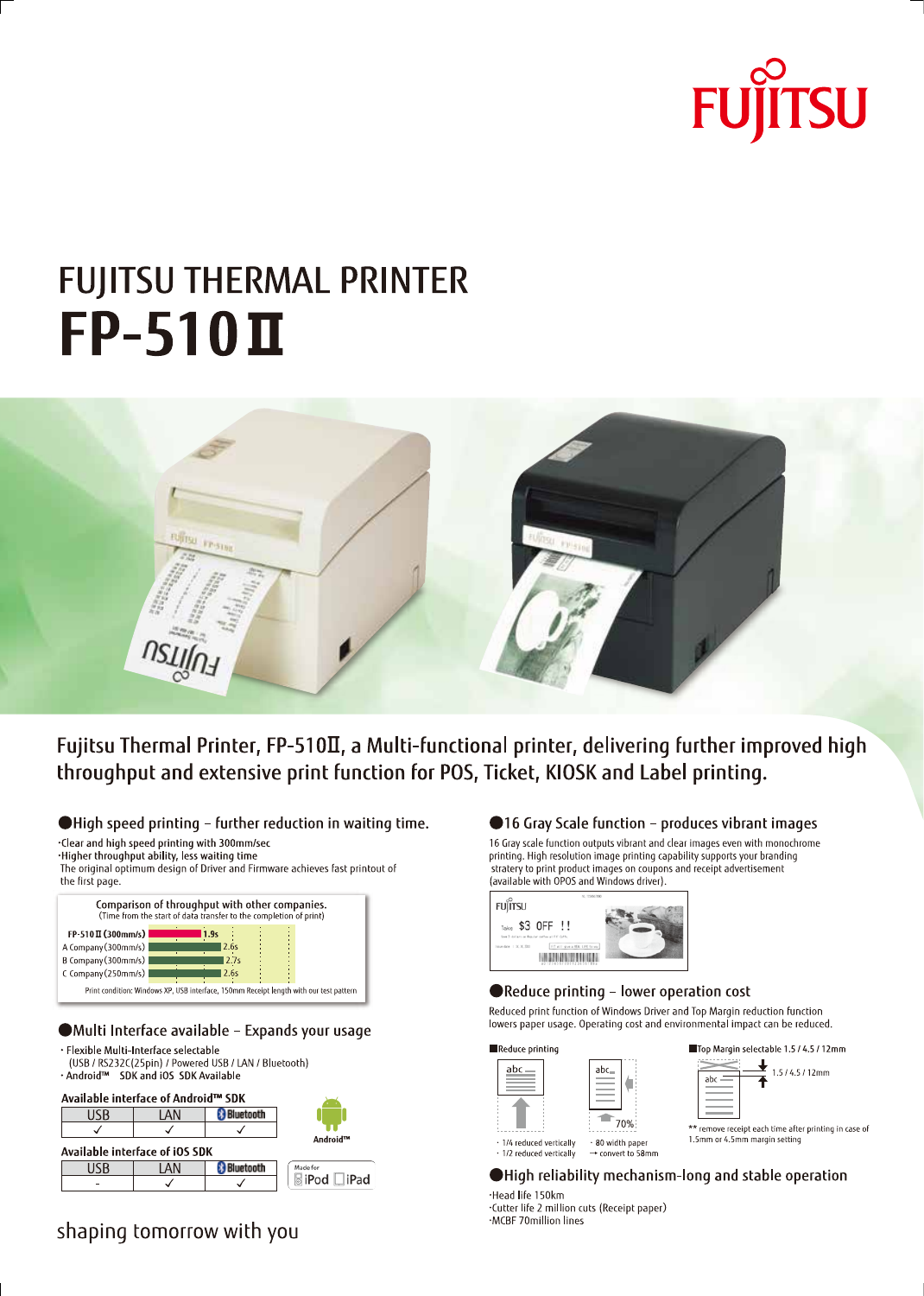FUJITSU

# FUJITSU THERMAL PRINTER

# FP-510Ⅱ

## Fujitsu Thermal Printer, FP-510Ⅱ, a Multi-functional printer, delivering further improved high throughput and extensive print function for POS, Ticket, KIOSK and Label printing.

### ●High speed printing – further reduction in waiting time.

- ·Clear and high speed printing with 300mm/sec
- ·Higher throughput ability, less waiting time

The original optimum design of Driver and Firmware achieves fast printout of the first page.

**Comparison of throughput with other companies.**
(Time from the start of data transfer to the completion of print)

| Printer | Time |
| --- | --- |
| FP-510Ⅱ (300mm/s) | 1.9s |
| A Company (300mm/s) | 2.6s |
| B Company (300mm/s) | 2.7s |
| C Company (250mm/s) | 2.6s |

Print condition: Windows XP, USB interface, 150mm Receipt length with our test pattern

### ●Multi Interface available – Expands your usage

- · Flexible Multi-Interface selectable (USB / RS232C(25pin) / Powered USB / LAN / Bluetooth)
- · Android™ SDK and iOS SDK Available

**Available interface of Android™ SDK**

| USB | LAN | Bluetooth |
| --- | --- | --- |
| ✓ | ✓ | ✓ |

Android™

**Available interface of iOS SDK**

| USB | LAN | Bluetooth |
| --- | --- | --- |
| - | ✓ | ✓ |

Made for iPod iPad

### ●16 Gray Scale function – produces vibrant images

16 Gray scale function outputs vibrant and clear images even with monochrome printing. High resolution image printing capability supports your branding stratery to print product images on coupons and receipt advertisement (available with OPOS and Windows driver).

### ●Reduce printing – lower operation cost

Reduced print function of Windows Driver and Top Margin reduction function lowers paper usage. Operating cost and environmental impact can be reduced.

**Reduce printing**

- · 1/4 reduced vertically
- · 1/2 reduced vertically
- · 80 width paper → convert to 58mm (70%)

**Top Margin selectable 1.5 / 4.5 / 12mm**

1.5 / 4.5 / 12mm

** remove receipt each time after printing in case of 1.5mm or 4.5mm margin setting

### ●High reliability mechanism-long and stable operation

- ·Head life 150km
- ·Cutter life 2 million cuts (Receipt paper)
- ·MCBF 70million lines

shaping tomorrow with you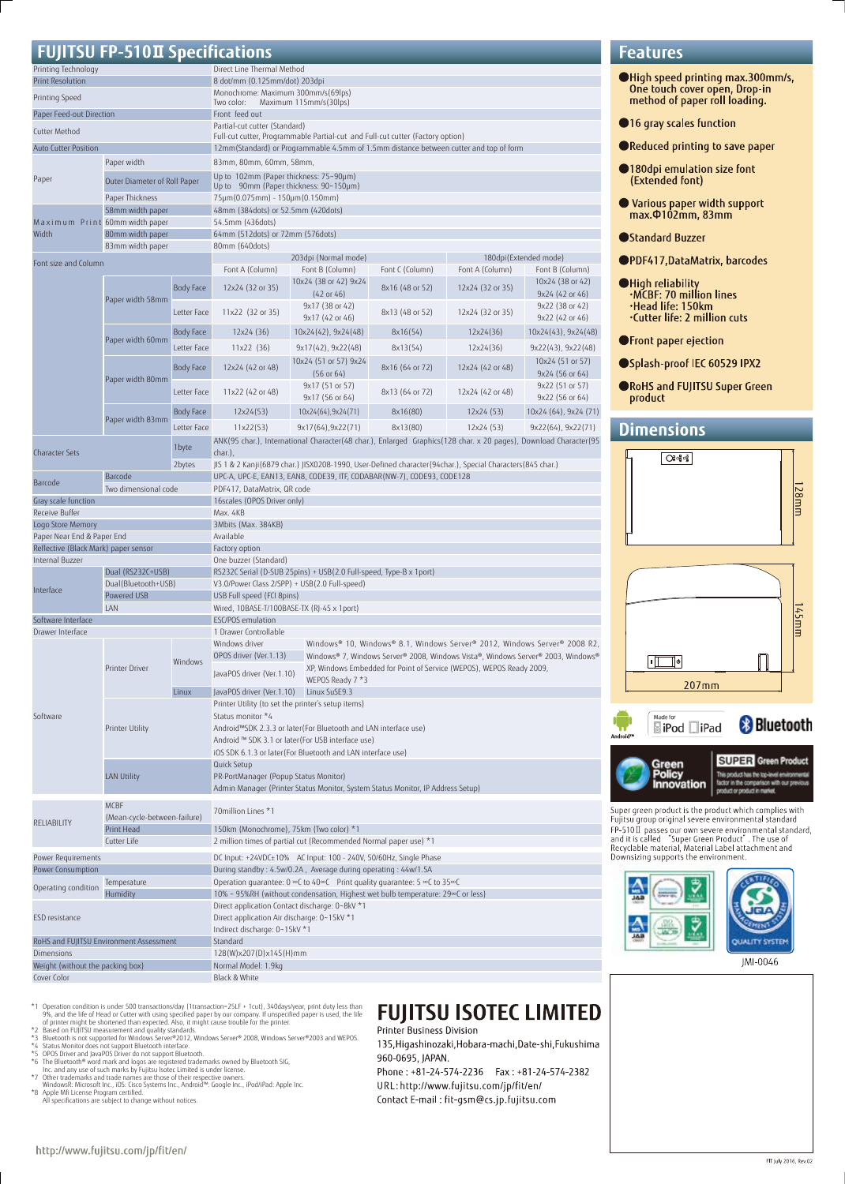# FUJITSU FP-510Ⅱ Specifications

| | | | | | | | |
|---|---|---|---|---|---|---|---|
| Printing Technology | | | Direct Line Thermal Method | | | | |
| Print Resolution | | | 8 dot/mm (0.125mm/dot) 203dpi | | | | |
| Printing Speed | | | Monochrome: Maximum 300mm/s(69lps) Two color: Maximum 115mm/s(30lps) | | | | |
| Paper Feed-out Direction | | | Front feed out | | | | |
| Cutter Method | | | Partial-cut cutter (Standard) Full-cut cutter, Programmable Partial-cut and Full-cut cutter (Factory option) | | | | |
| Auto Cutter Position | | | 12mm(Standard) or Programmable 4.5mm of 1.5mm distance between cutter and top of form | | | | |
| Paper | Paper width | | 83mm, 80mm, 60mm, 58mm, | | | | |
| | Outer Diameter of Roll Paper | | Up to 102mm (Paper thickness: 75~90μm) Up to 90mm (Paper thickness: 90~150μm) | | | | |
| | Paper Thickness | | 75μm(0.075mm) - 150μm(0.150mm) | | | | |
| Maximum Print Width | 58mm width paper | | 48mm (384dots) or 52.5mm (420dots) | | | | |
| | 60mm width paper | | 54.5mm (436dots) | | | | |
| | 80mm width paper | | 64mm (512dots) or 72mm (576dots) | | | | |
| | 83mm width paper | | 80mm (640dots) | | | | |
| Font size and Column | | | 203dpi (Normal mode) | | | 180dpi(Extended mode) | |
| | | | Font A (Column) | Font B (Column) | Font C (Column) | Font A (Column) | Font B (Column) |
| | Paper width 58mm | Body Face | 12x24 (32 or 35) | 10x24 (38 or 42) 9x24 (42 or 46) | 8x16 (48 or 52) | 12x24 (32 or 35) | 10x24 (38 or 42) 9x24 (42 or 46) |
| | | Letter Face | 11x22 (32 or 35) | 9x17 (38 or 42) 9x17 (42 or 46) | 8x13 (48 or 52) | 12x24 (32 or 35) | 9x22 (38 or 42) 9x22 (42 or 46) |
| | Paper width 60mm | Body Face | 12x24 (36) | 10x24(42), 9x24(48) | 8x16(54) | 12x24(36) | 10x24(43), 9x24(48) |
| | | Letter Face | 11x22 (36) | 9x17(42), 9x22(48) | 8x13(54) | 12x24(36) | 9x22(43), 9x22(48) |
| | Paper width 80mm | Body Face | 12x24 (42 or 48) | 10x24 (51 or 57) 9x24 (56 or 64) | 8x16 (64 or 72) | 12x24 (42 or 48) | 10x24 (51 or 57) 9x24 (56 or 64) |
| | | Letter Face | 11x22 (42 or 48) | 9x17 (51 or 57) 9x17 (56 or 64) | 8x13 (64 or 72) | 12x24 (42 or 48) | 9x22 (51 or 57) 9x22 (56 or 64) |
| | Paper width 83mm | Body Face | 12x24(53) | 10x24(64),9x24(71) | 8x16(80) | 12x24 (53) | 10x24 (64), 9x24 (71) |
| | | Letter Face | 11x22(53) | 9x17(64),9x22(71) | 8x13(80) | 12x24 (53) | 9x22(64), 9x22(71) |
| Character Sets | 1byte | | ANK(95 char.), International Character(48 char.), Enlarged Graphics(128 char. x 20 pages), Download Character(95 char.), | | | | |
| | 2bytes | | JIS 1 & 2 Kanji(6879 char.) JISX0208-1990, User-Defined character(94char.), Special Characters(845 char.) | | | | |
| Barcode | Barcode | | UPC-A, UPC-E, EAN13, EAN8, CODE39, ITF, CODABAR(NW-7), CODE93, CODE128 | | | | |
| | Two dimensional code | | PDF417, DataMatrix, QR code | | | | |
| Gray scale function | | | 16scales (OPOS Driver only) | | | | |
| Receive Buffer | | | Max. 4KB | | | | |
| Logo Store Memory | | | 3Mbits (Max. 384KB) | | | | |
| Paper Near End & Paper End | | | Available | | | | |
| Reflective (Black Mark) paper sensor | | | Factory option | | | | |
| Internal Buzzer | | | One buzzer (Standard) | | | | |
| Interface | Dual (RS232C+USB) | | RS232C Serial (D-SUB 25pins) + USB(2.0 Full-speed, Type-B x 1port) | | | | |
| | Dual(Bluetooth+USB) | | V3.0/Power Class 2/SPP) + USB(2.0 Full-speed) | | | | |
| | Powered USB | | USB Full speed (FCI 8pins) | | | | |
| | LAN | | Wired, 10BASE-T/100BASE-TX (RJ-45 x 1port) | | | | |
| Software Interface | | | ESC/POS emulation | | | | |
| Drawer Interface | | | 1 Drawer Controllable | | | | |
| Software | Printer Driver | Windows | Windows driver / OPOS driver (Ver.1.13) / JavaPOS driver (Ver.1.10) | Windows® 10, Windows® 8.1, Windows Server® 2012, Windows Server® 2008 R2, Windows® 7, Windows Server® 2008, Windows Vista®, Windows Server® 2003, Windows® XP, Windows Embedded for Point of Service (WEPOS), WEPOS Ready 2009, WEPOS Ready 7 *3 | | | |
| | | Linux | JavaPOS driver (Ver.1.10) | Linux SuSE9.3 | | | |
| | Printer Utility | | Printer Utility (To set the printer's setup items) Status monitor *4 Android™SDK 2.3.3 or later(For Bluetooth and LAN interface use) Android ™ SDK 3.1 or later(For USB interface use) iOS SDK 6.1.3 or later(For Bluetooth and LAN interface use) | | | | |
| | LAN Utility | | Quick Setup PR-PortManager (Popup Status Monitor) Admin Manager (Printer Status Monitor, System Status Monitor, IP Address Setup) | | | | |
| RELIABILITY | MCBF (Mean-cycle-between-failure) | | 70million Lines *1 | | | | |
| | Print Head | | 150km (Monochrome), 75km (Two color) *1 | | | | |
| | Cutter Life | | 2 million times of partial cut (Recommended Normal paper use) *1 | | | | |
| Power Requirements | | | DC Input: +24VDC±10% AC Input: 100 - 240V, 50/60Hz, Single Phase | | | | |
| Power Consumption | | | During standby : 4.5w/0.2A , Average during operating : 44w/1.5A | | | | |
| Operating condition | Temperature | | Operation guarantee: 0 ℃ to 40℃ Print quality guarantee: 5 ℃ to 35℃ | | | | |
| | Humidity | | 10% - 95%RH (without condensation, Highest wet bulb temperature: 29℃ or less) | | | | |
| ESD resistance | | | Direct application Contact discharge: 0~8kV *1 Direct application Air discharge: 0~15kV *1 Indirect discharge: 0~15kV *1 | | | | |
| RoHS and FUJITSU Environment Assessment | | | Standard | | | | |
| Dimensions | | | 128(W)x207(D)x145(H)mm | | | | |
| Weight (without the packing box) | | | Normal Model: 1.9kg | | | | |
| Cover Color | | | Black & White | | | | |

*1 Operation condition is under 500 transactions/day (1transaction=25LF + 1cut), 340days/year, print duty less than 9%, and the life of Head or Cutter with using specified paper by our company. If unspecified paper is used, the life of printer might be shortened than expected. Also, it might cause trouble for the printer.
*2 Based on FUJITSU measurement and quality standards.
*3 Bluetooth is not supported for Windows Server®2012, Windows Server® 2008, Windows Server®2003 and WEPOS.
*4 Status Monitor does not support Bluetooth interface.
*5 OPOS Driver and JavaPOS Driver do not support Bluetooth.
*6 The Bluetooth® word mark and logos are registered trademarks owned by Bluetooth SIG, Inc. and any use of such marks by Fujitsu Isotec Limited is under license.
*7 Other trademarks and trade names are those of their respective owners. Windows®: Microsoft Inc., iOS: Cisco Systems Inc., Android™: Google Inc., iPod/iPad: Apple Inc.
*8 Apple Mfi License Program certified. All specifications are subject to change without notices.

# FUJITSU ISOTEC LIMITED

Printer Business Division
135,Higashinozaki,Hobara-machi,Date-shi,Fukushima
960-0695, JAPAN.
Phone : +81-24-574-2236 Fax : +81-24-574-2382
URL: http://www.fujitsu.com/jp/fit/en/
Contact E-mail : fit-gsm@cs.jp.fujitsu.com

## Features

- High speed printing max.300mm/s, One touch cover open, Drop-in method of paper roll loading.
- 16 gray scales function
- Reduced printing to save paper
- 180dpi emulation size font (Extended font)
- Various paper width support max.Φ102mm, 83mm
- Standard Buzzer
- PDF417,DataMatrix, barcodes
- High reliability
  - ·MCBF: 70 million lines
  - ·Head life: 150km
  - ·Cutter life: 2 million cuts
- Front paper ejection
- Splash-proof IEC 60529 IPX2
- RoHS and FUJITSU Super Green product

## Dimensions

128mm

145mm

207mm

Android™ Made for iPod iPad Bluetooth

Green Policy Innovation SUPER Green Product

This product has the top-level environmental factor in the comparison with our previous product or product in market.

Super green product is the product which complies with Fujitsu group original severe environmental standard FP-510Ⅱ passes our own severe environmental standard, and it is called "Super Green Product". The use of Recyclable material, Material Label attachment and Downsizing supports the environment.

JMI-0046

http://www.fujitsu.com/jp/fit/en/

FIT July 2016, Rev.02